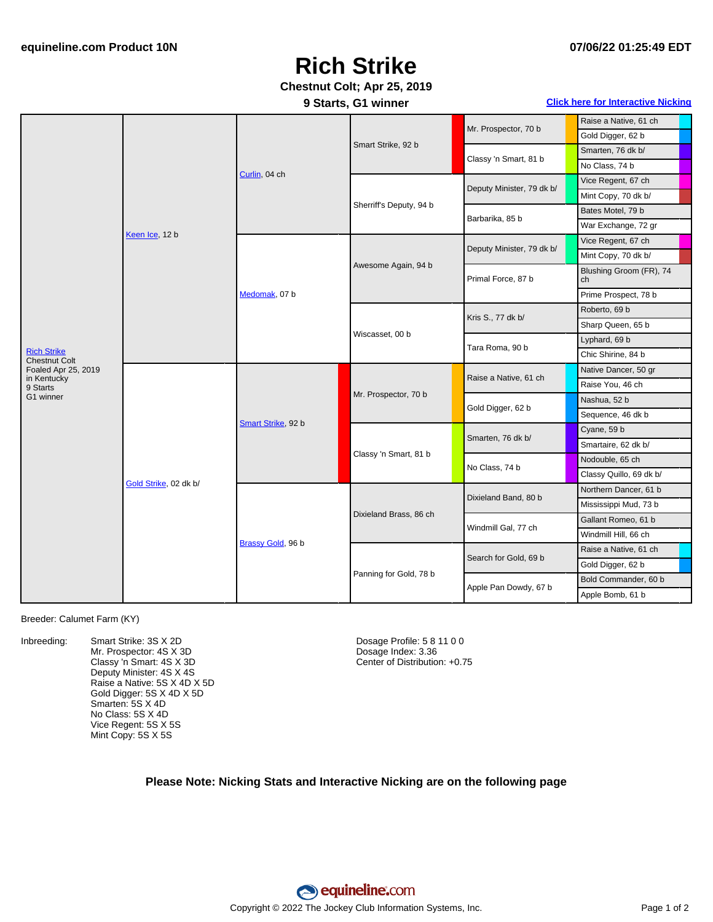equineline.com Product 10N — 07/06/22 01:25:49 EDT

# Rich Strike

**Chestnut Colt; Apr 25, 2019**

**9 Starts, G1 winner**

[Click here for Interactive Nicking](#)

| Gen 1 | Gen 2 | Gen 3 | Gen 4 | Gen 5 |
|---|---|---|---|---|
| Rich Strike, Chestnut Colt, Foaled Apr 25, 2019 in Kentucky, 9 Starts, G1 winner | Keen Ice, 12 b | Curlin, 04 ch | Smart Strike, 92 b | Mr. Prospector, 70 b |
| | | | | Raise a Native, 61 ch |
| | | | | Gold Digger, 62 b |
| | | | | Classy 'n Smart, 81 b |
| | | | | Smarten, 76 dk b/ |
| | | | | No Class, 74 b |
| | | | Sherriff's Deputy, 94 b | Deputy Minister, 79 dk b/ |
| | | | | Vice Regent, 67 ch |
| | | | | Mint Copy, 70 dk b/ |
| | | | | Barbarika, 85 b |
| | | | | Bates Motel, 79 b |
| | | | | War Exchange, 72 gr |
| | | Medomak, 07 b | Awesome Again, 94 b | Deputy Minister, 79 dk b/ |
| | | | | Vice Regent, 67 ch |
| | | | | Mint Copy, 70 dk b/ |
| | | | | Primal Force, 87 b |
| | | | | Blushing Groom (FR), 74 ch |
| | | | | Prime Prospect, 78 b |
| | | | Wiscasset, 00 b | Kris S., 77 dk b/ |
| | | | | Roberto, 69 b |
| | | | | Sharp Queen, 65 b |
| | | | | Tara Roma, 90 b |
| | | | | Lyphard, 69 b |
| | | | | Chic Shirine, 84 b |
| | Gold Strike, 02 dk b/ | Smart Strike, 92 b | Mr. Prospector, 70 b | Raise a Native, 61 ch |
| | | | | Native Dancer, 50 gr |
| | | | | Raise You, 46 ch |
| | | | | Gold Digger, 62 b |
| | | | | Nashua, 52 b |
| | | | | Sequence, 46 dk b |
| | | | Classy 'n Smart, 81 b | Smarten, 76 dk b/ |
| | | | | Cyane, 59 b |
| | | | | Smartaire, 62 dk b/ |
| | | | | No Class, 74 b |
| | | | | Nodouble, 65 ch |
| | | | | Classy Quillo, 69 dk b/ |
| | | Brassy Gold, 96 b | Dixieland Brass, 86 ch | Dixieland Band, 80 b |
| | | | | Northern Dancer, 61 b |
| | | | | Mississippi Mud, 73 b |
| | | | | Windmill Gal, 77 ch |
| | | | | Gallant Romeo, 61 b |
| | | | | Windmill Hill, 66 ch |
| | | | Panning for Gold, 78 b | Search for Gold, 69 b |
| | | | | Raise a Native, 61 ch |
| | | | | Gold Digger, 62 b |
| | | | | Apple Pan Dowdy, 67 b |
| | | | | Bold Commander, 60 b |
| | | | | Apple Bomb, 61 b |

Breeder: Calumet Farm (KY)

Inbreeding:
- Smart Strike: 3S X 2D
- Mr. Prospector: 4S X 3D
- Classy 'n Smart: 4S X 3D
- Deputy Minister: 4S X 4S
- Raise a Native: 5S X 4D X 5D
- Gold Digger: 5S X 4D X 5D
- Smarten: 5S X 4D
- No Class: 5S X 4D
- Vice Regent: 5S X 5S
- Mint Copy: 5S X 5S

Dosage Profile: 5 8 11 0 0
Dosage Index: 3.36
Center of Distribution: +0.75

**Please Note: Nicking Stats and Interactive Nicking are on the following page**

equineline.com

Copyright © 2022 The Jockey Club Information Systems, Inc.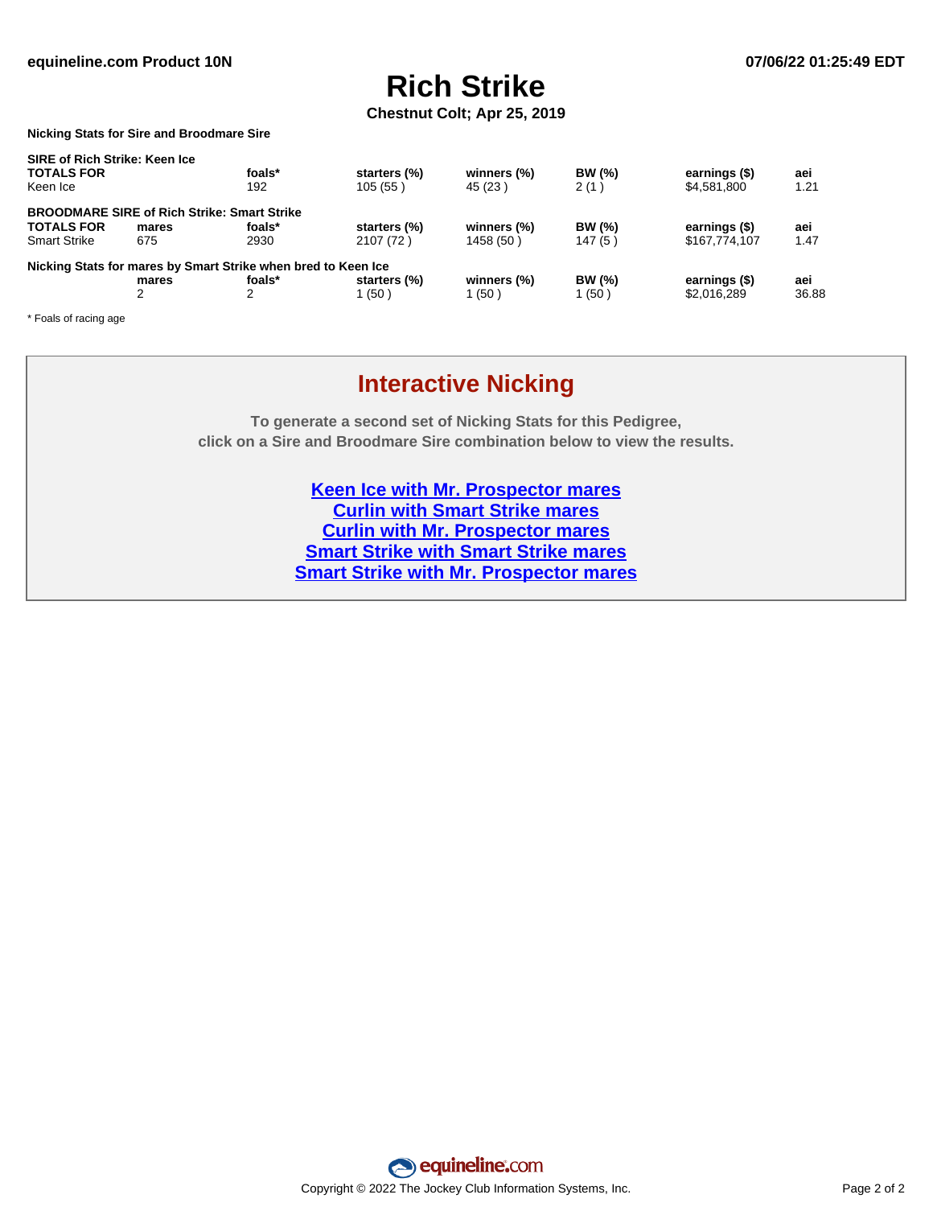# Rich Strike

**Chestnut Colt; Apr 25, 2019**

**Nicking Stats for Sire and Broodmare Sire**

**SIRE of Rich Strike: Keen Ice**

| TOTALS FOR | | foals* | starters (%) | winners (%) | BW (%) | earnings ($) | aei |
|---|---|---|---|---|---|---|---|
| Keen Ice | | 192 | 105 (55 ) | 45 (23 ) | 2 (1 ) | $4,581,800 | 1.21 |

**BROODMARE SIRE of Rich Strike: Smart Strike**

| TOTALS FOR | mares | foals* | starters (%) | winners (%) | BW (%) | earnings ($) | aei |
|---|---|---|---|---|---|---|---|
| Smart Strike | 675 | 2930 | 2107 (72 ) | 1458 (50 ) | 147 (5 ) | $167,774,107 | 1.47 |

**Nicking Stats for mares by Smart Strike when bred to Keen Ice**

| | mares | foals* | starters (%) | winners (%) | BW (%) | earnings ($) | aei |
|---|---|---|---|---|---|---|---|
| | 2 | 2 | 1 (50 ) | 1 (50 ) | 1 (50 ) | $2,016,289 | 36.88 |

\* Foals of racing age

## Interactive Nicking

**To generate a second set of Nicking Stats for this Pedigree, click on a Sire and Broodmare Sire combination below to view the results.**

**Keen Ice with Mr. Prospector mares**
**Curlin with Smart Strike mares**
**Curlin with Mr. Prospector mares**
**Smart Strike with Smart Strike mares**
**Smart Strike with Mr. Prospector mares**

Copyright © 2022 The Jockey Club Information Systems, Inc.